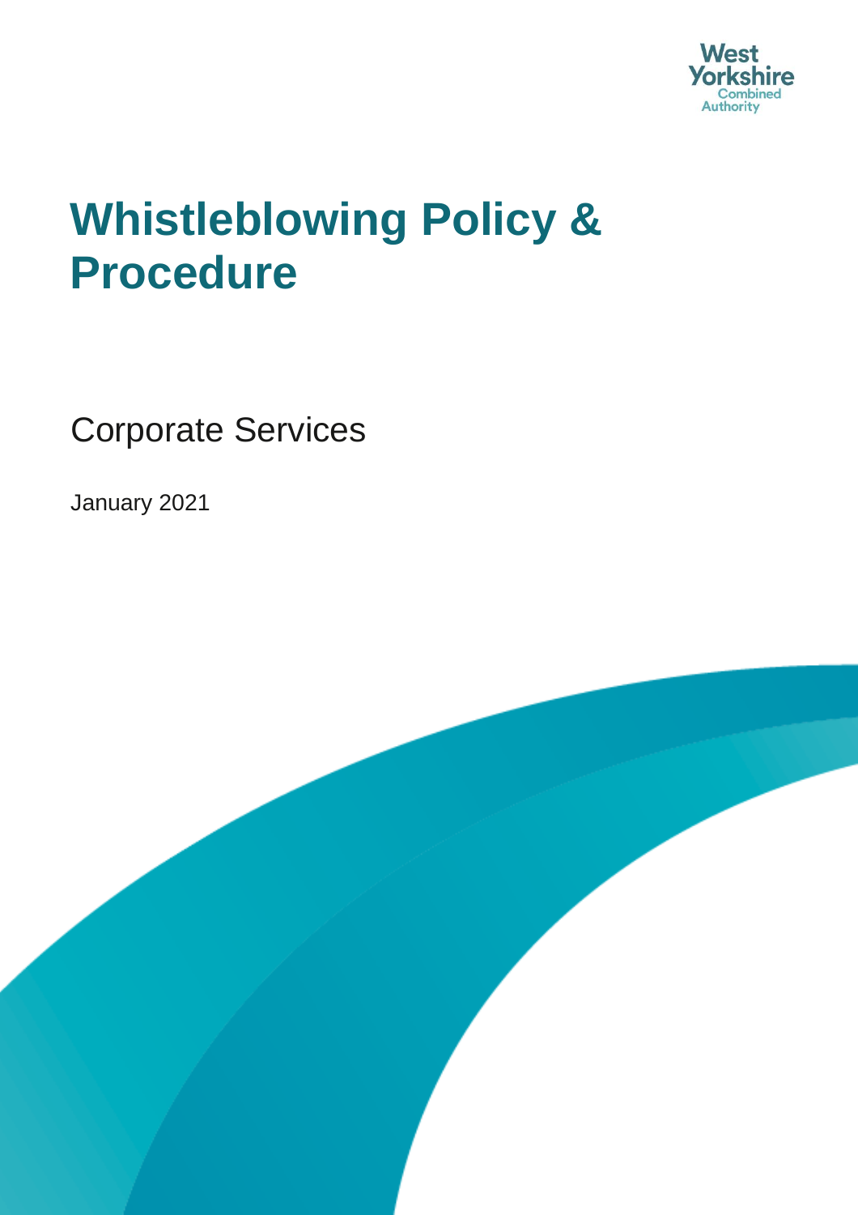West Yorkshire Combined Authority

# Whistleblowing Policy & Procedure

Corporate Services

January 2021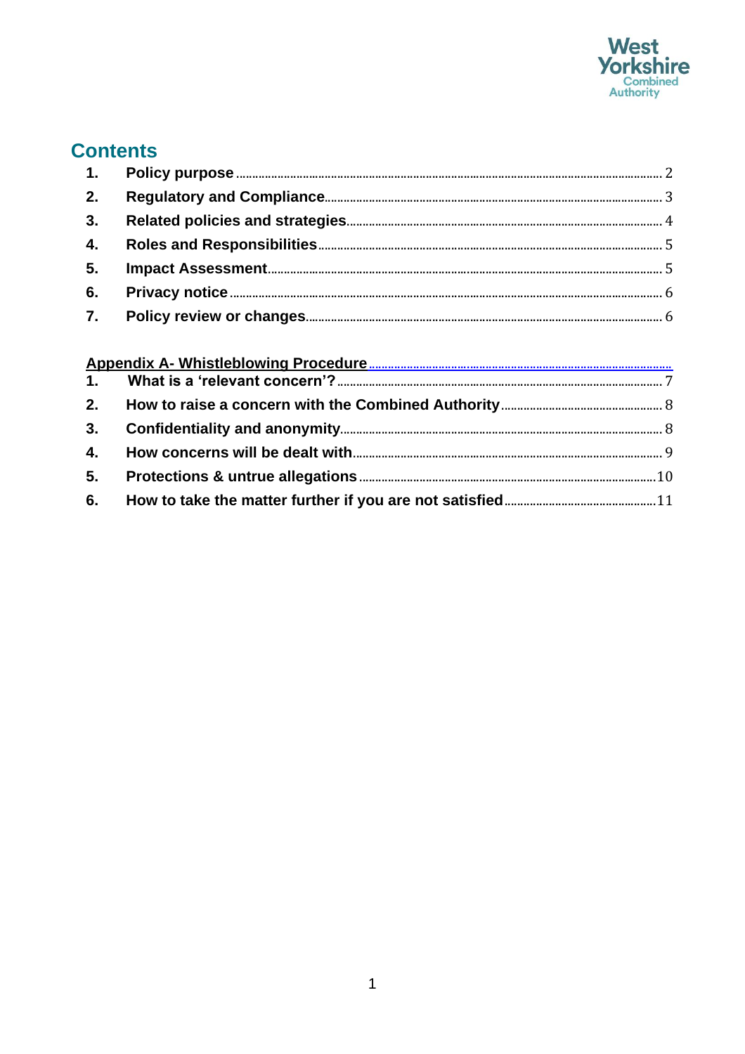## Contents

| | | |
|---|---|---|
| 1. | Policy purpose | 2 |
| 2. | Regulatory and Compliance | 3 |
| 3. | Related policies and strategies | 4 |
| 4. | Roles and Responsibilities | 5 |
| 5. | Impact Assessment | 5 |
| 6. | Privacy notice | 6 |
| 7. | Policy review or changes | 6 |

**Appendix A- Whistleblowing Procedure**

| | | |
|---|---|---|
| 1. | What is a 'relevant concern'? | 7 |
| 2. | How to raise a concern with the Combined Authority | 8 |
| 3. | Confidentiality and anonymity | 8 |
| 4. | How concerns will be dealt with | 9 |
| 5. | Protections & untrue allegations | 10 |
| 6. | How to take the matter further if you are not satisfied | 11 |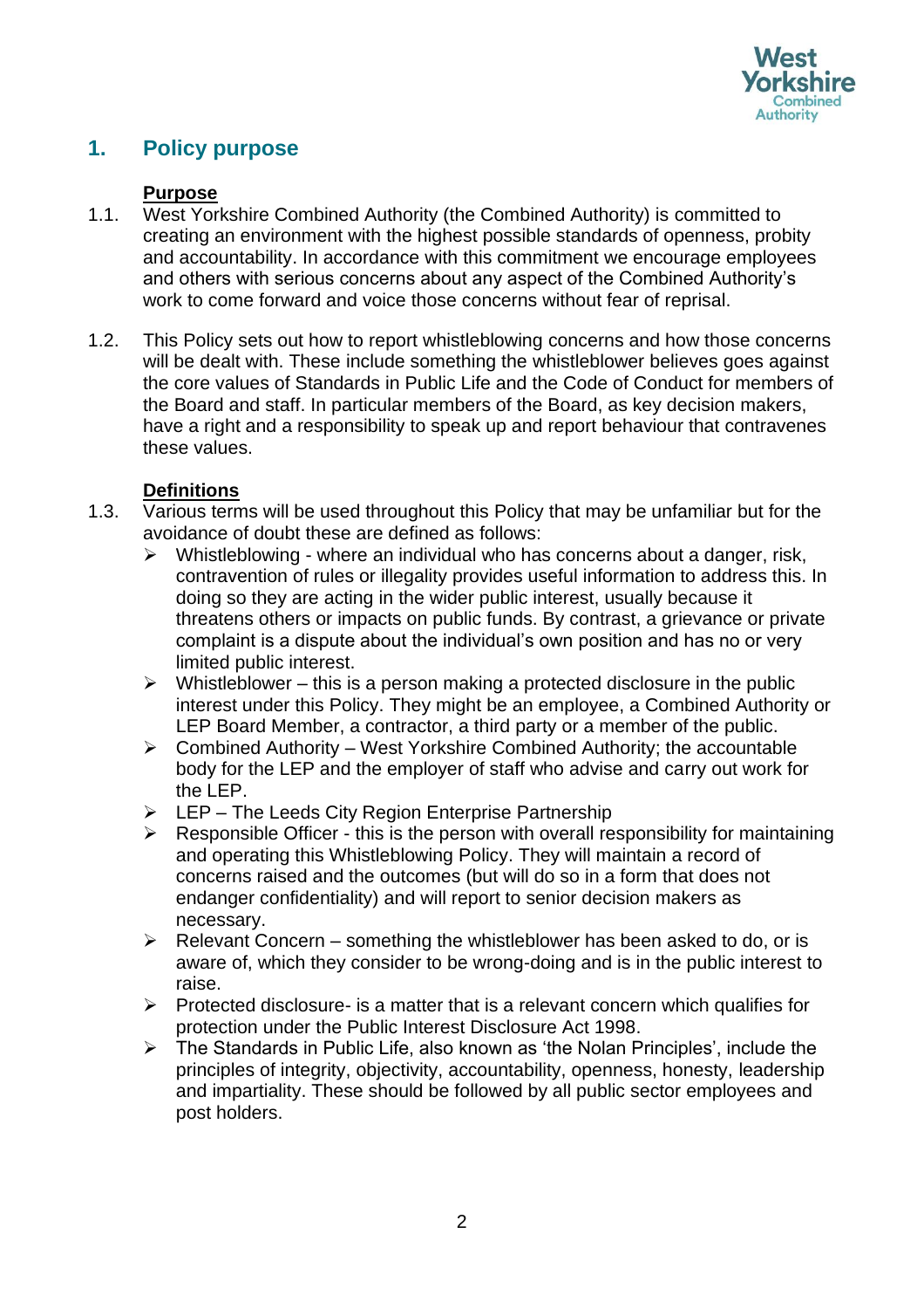## 1. Policy purpose

**Purpose**

1.1. West Yorkshire Combined Authority (the Combined Authority) is committed to creating an environment with the highest possible standards of openness, probity and accountability. In accordance with this commitment we encourage employees and others with serious concerns about any aspect of the Combined Authority's work to come forward and voice those concerns without fear of reprisal.

1.2. This Policy sets out how to report whistleblowing concerns and how those concerns will be dealt with. These include something the whistleblower believes goes against the core values of Standards in Public Life and the Code of Conduct for members of the Board and staff. In particular members of the Board, as key decision makers, have a right and a responsibility to speak up and report behaviour that contravenes these values.

**Definitions**

1.3. Various terms will be used throughout this Policy that may be unfamiliar but for the avoidance of doubt these are defined as follows:

- Whistleblowing - where an individual who has concerns about a danger, risk, contravention of rules or illegality provides useful information to address this. In doing so they are acting in the wider public interest, usually because it threatens others or impacts on public funds. By contrast, a grievance or private complaint is a dispute about the individual's own position and has no or very limited public interest.
- Whistleblower – this is a person making a protected disclosure in the public interest under this Policy. They might be an employee, a Combined Authority or LEP Board Member, a contractor, a third party or a member of the public.
- Combined Authority – West Yorkshire Combined Authority; the accountable body for the LEP and the employer of staff who advise and carry out work for the LEP.
- LEP – The Leeds City Region Enterprise Partnership
- Responsible Officer - this is the person with overall responsibility for maintaining and operating this Whistleblowing Policy. They will maintain a record of concerns raised and the outcomes (but will do so in a form that does not endanger confidentiality) and will report to senior decision makers as necessary.
- Relevant Concern – something the whistleblower has been asked to do, or is aware of, which they consider to be wrong-doing and is in the public interest to raise.
- Protected disclosure- is a matter that is a relevant concern which qualifies for protection under the Public Interest Disclosure Act 1998.
- The Standards in Public Life, also known as 'the Nolan Principles', include the principles of integrity, objectivity, accountability, openness, honesty, leadership and impartiality. These should be followed by all public sector employees and post holders.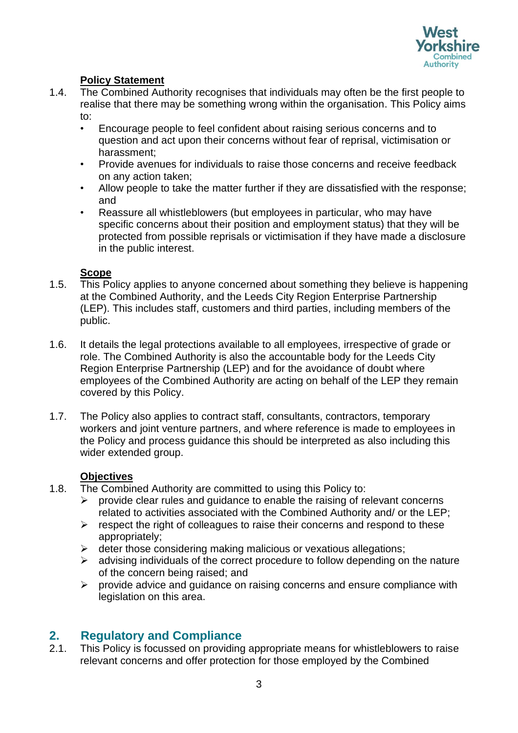**Policy Statement**

1.4. The Combined Authority recognises that individuals may often be the first people to realise that there may be something wrong within the organisation. This Policy aims to:

- Encourage people to feel confident about raising serious concerns and to question and act upon their concerns without fear of reprisal, victimisation or harassment;
- Provide avenues for individuals to raise those concerns and receive feedback on any action taken;
- Allow people to take the matter further if they are dissatisfied with the response; and
- Reassure all whistleblowers (but employees in particular, who may have specific concerns about their position and employment status) that they will be protected from possible reprisals or victimisation if they have made a disclosure in the public interest.

**Scope**

1.5. This Policy applies to anyone concerned about something they believe is happening at the Combined Authority, and the Leeds City Region Enterprise Partnership (LEP). This includes staff, customers and third parties, including members of the public.

1.6. It details the legal protections available to all employees, irrespective of grade or role. The Combined Authority is also the accountable body for the Leeds City Region Enterprise Partnership (LEP) and for the avoidance of doubt where employees of the Combined Authority are acting on behalf of the LEP they remain covered by this Policy.

1.7. The Policy also applies to contract staff, consultants, contractors, temporary workers and joint venture partners, and where reference is made to employees in the Policy and process guidance this should be interpreted as also including this wider extended group.

**Objectives**

1.8. The Combined Authority are committed to using this Policy to:

- provide clear rules and guidance to enable the raising of relevant concerns related to activities associated with the Combined Authority and/ or the LEP;
- respect the right of colleagues to raise their concerns and respond to these appropriately;
- deter those considering making malicious or vexatious allegations;
- advising individuals of the correct procedure to follow depending on the nature of the concern being raised; and
- provide advice and guidance on raising concerns and ensure compliance with legislation on this area.

## 2. Regulatory and Compliance

2.1. This Policy is focussed on providing appropriate means for whistleblowers to raise relevant concerns and offer protection for those employed by the Combined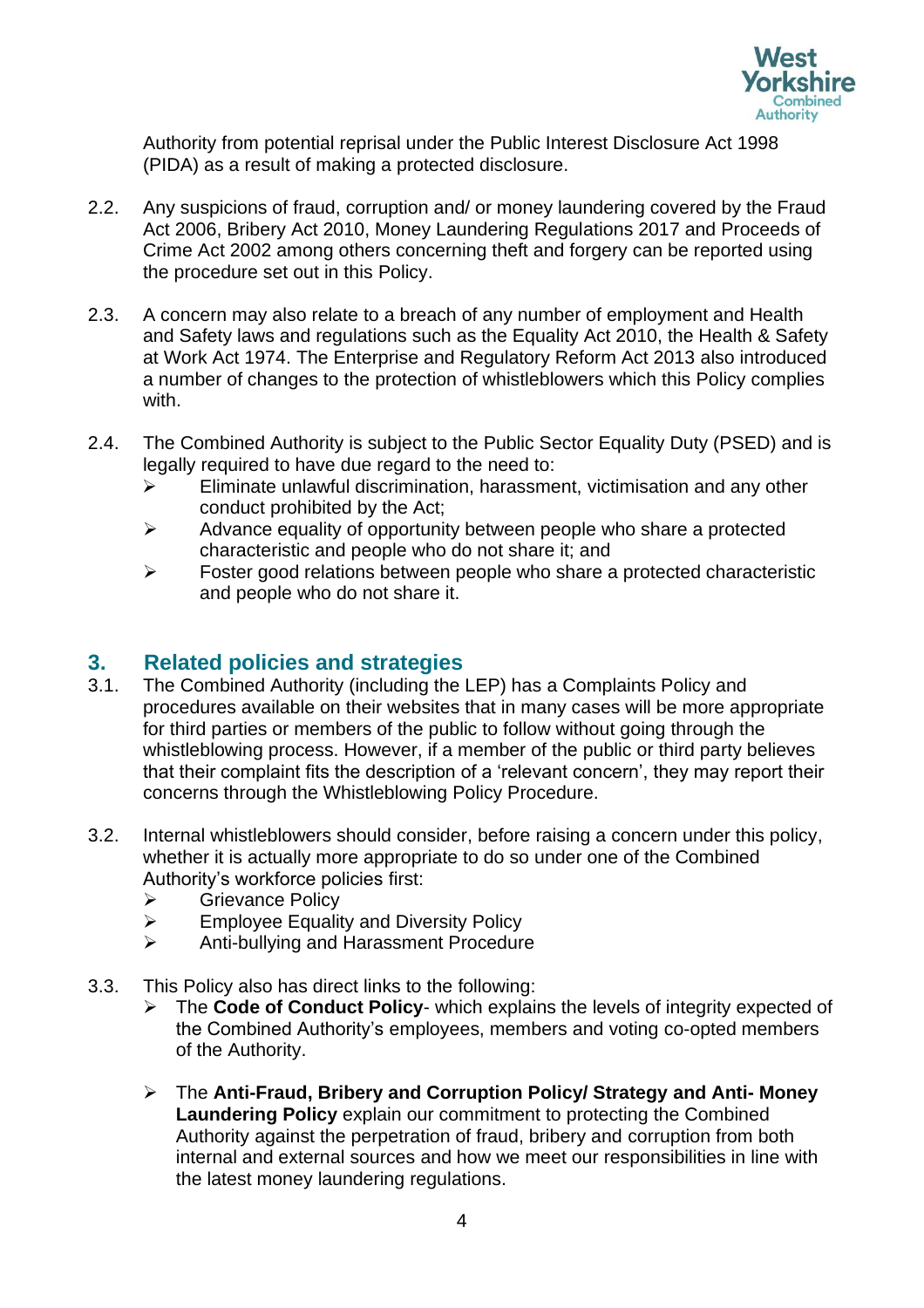Authority from potential reprisal under the Public Interest Disclosure Act 1998 (PIDA) as a result of making a protected disclosure.

2.2. Any suspicions of fraud, corruption and/ or money laundering covered by the Fraud Act 2006, Bribery Act 2010, Money Laundering Regulations 2017 and Proceeds of Crime Act 2002 among others concerning theft and forgery can be reported using the procedure set out in this Policy.

2.3. A concern may also relate to a breach of any number of employment and Health and Safety laws and regulations such as the Equality Act 2010, the Health & Safety at Work Act 1974. The Enterprise and Regulatory Reform Act 2013 also introduced a number of changes to the protection of whistleblowers which this Policy complies with.

2.4. The Combined Authority is subject to the Public Sector Equality Duty (PSED) and is legally required to have due regard to the need to:

- Eliminate unlawful discrimination, harassment, victimisation and any other conduct prohibited by the Act;
- Advance equality of opportunity between people who share a protected characteristic and people who do not share it; and
- Foster good relations between people who share a protected characteristic and people who do not share it.

## 3. Related policies and strategies

3.1. The Combined Authority (including the LEP) has a Complaints Policy and procedures available on their websites that in many cases will be more appropriate for third parties or members of the public to follow without going through the whistleblowing process. However, if a member of the public or third party believes that their complaint fits the description of a 'relevant concern', they may report their concerns through the Whistleblowing Policy Procedure.

3.2. Internal whistleblowers should consider, before raising a concern under this policy, whether it is actually more appropriate to do so under one of the Combined Authority's workforce policies first:

- Grievance Policy
- Employee Equality and Diversity Policy
- Anti-bullying and Harassment Procedure

3.3. This Policy also has direct links to the following:

- The **Code of Conduct Policy**- which explains the levels of integrity expected of the Combined Authority's employees, members and voting co-opted members of the Authority.

- The **Anti-Fraud, Bribery and Corruption Policy/ Strategy and Anti- Money Laundering Policy** explain our commitment to protecting the Combined Authority against the perpetration of fraud, bribery and corruption from both internal and external sources and how we meet our responsibilities in line with the latest money laundering regulations.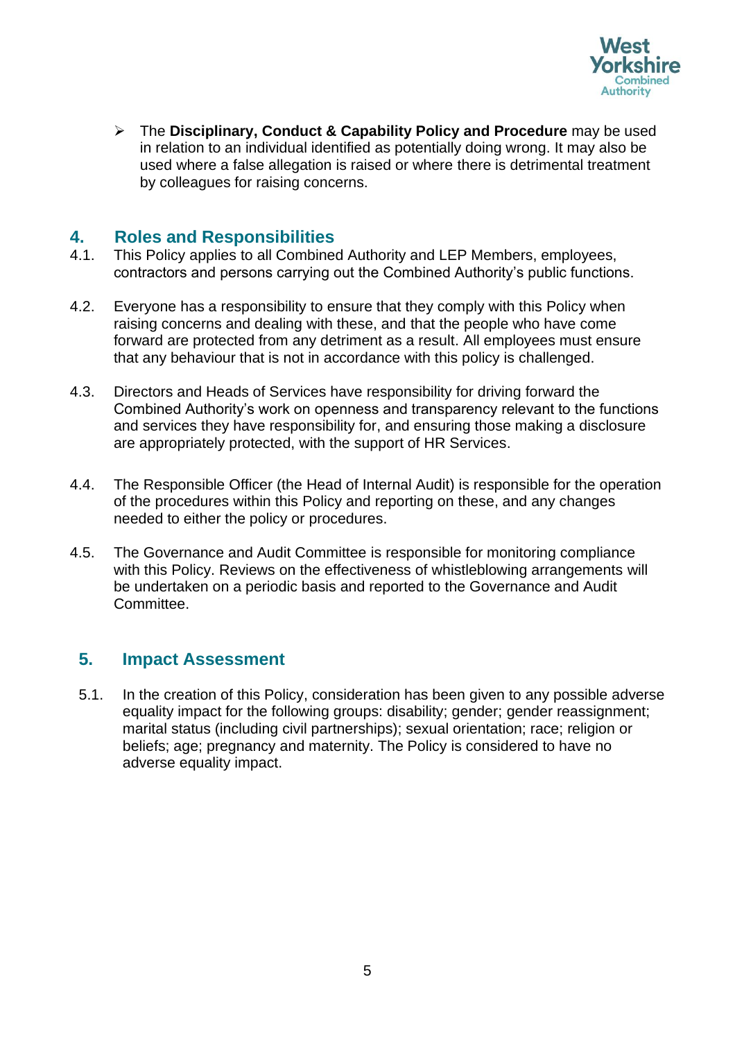- The **Disciplinary, Conduct & Capability Policy and Procedure** may be used in relation to an individual identified as potentially doing wrong. It may also be used where a false allegation is raised or where there is detrimental treatment by colleagues for raising concerns.

## 4. Roles and Responsibilities

4.1. This Policy applies to all Combined Authority and LEP Members, employees, contractors and persons carrying out the Combined Authority's public functions.

4.2. Everyone has a responsibility to ensure that they comply with this Policy when raising concerns and dealing with these, and that the people who have come forward are protected from any detriment as a result. All employees must ensure that any behaviour that is not in accordance with this policy is challenged.

4.3. Directors and Heads of Services have responsibility for driving forward the Combined Authority's work on openness and transparency relevant to the functions and services they have responsibility for, and ensuring those making a disclosure are appropriately protected, with the support of HR Services.

4.4. The Responsible Officer (the Head of Internal Audit) is responsible for the operation of the procedures within this Policy and reporting on these, and any changes needed to either the policy or procedures.

4.5. The Governance and Audit Committee is responsible for monitoring compliance with this Policy. Reviews on the effectiveness of whistleblowing arrangements will be undertaken on a periodic basis and reported to the Governance and Audit Committee.

## 5. Impact Assessment

5.1. In the creation of this Policy, consideration has been given to any possible adverse equality impact for the following groups: disability; gender; gender reassignment; marital status (including civil partnerships); sexual orientation; race; religion or beliefs; age; pregnancy and maternity. The Policy is considered to have no adverse equality impact.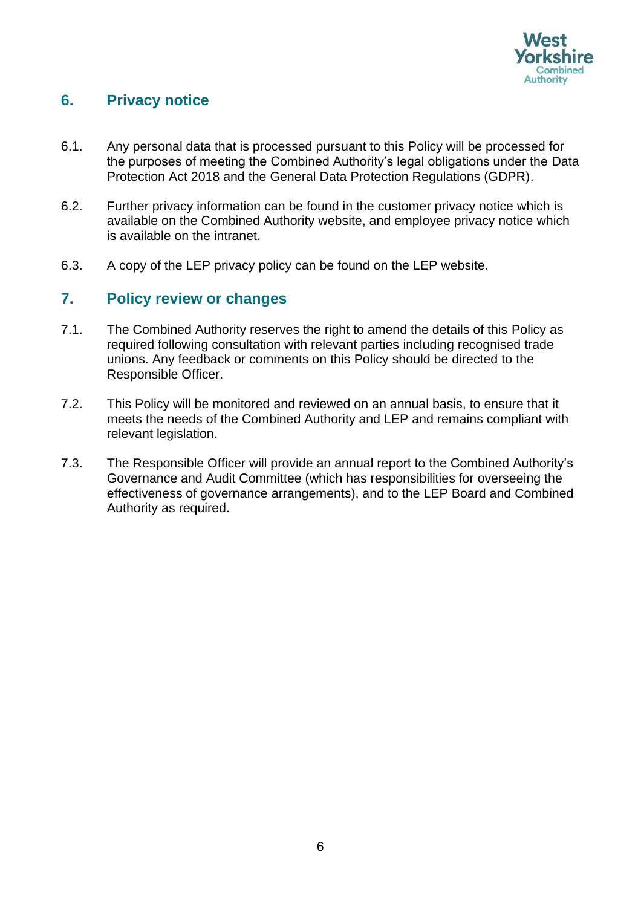## 6. Privacy notice

6.1. Any personal data that is processed pursuant to this Policy will be processed for the purposes of meeting the Combined Authority's legal obligations under the Data Protection Act 2018 and the General Data Protection Regulations (GDPR).

6.2. Further privacy information can be found in the customer privacy notice which is available on the Combined Authority website, and employee privacy notice which is available on the intranet.

6.3. A copy of the LEP privacy policy can be found on the LEP website.

## 7. Policy review or changes

7.1. The Combined Authority reserves the right to amend the details of this Policy as required following consultation with relevant parties including recognised trade unions. Any feedback or comments on this Policy should be directed to the Responsible Officer.

7.2. This Policy will be monitored and reviewed on an annual basis, to ensure that it meets the needs of the Combined Authority and LEP and remains compliant with relevant legislation.

7.3. The Responsible Officer will provide an annual report to the Combined Authority's Governance and Audit Committee (which has responsibilities for overseeing the effectiveness of governance arrangements), and to the LEP Board and Combined Authority as required.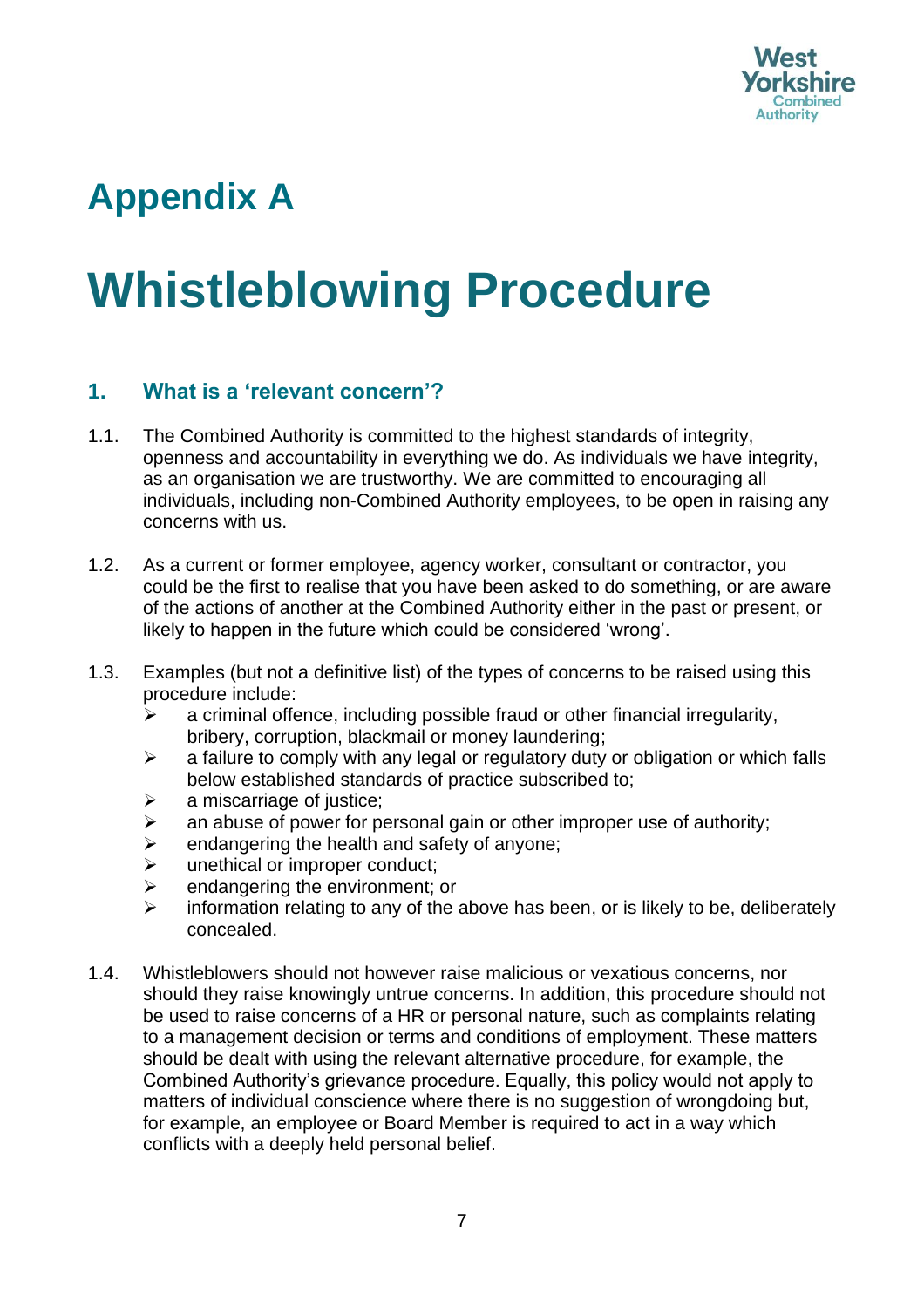# Appendix A

# Whistleblowing Procedure

## 1. What is a 'relevant concern'?

1.1. The Combined Authority is committed to the highest standards of integrity, openness and accountability in everything we do. As individuals we have integrity, as an organisation we are trustworthy. We are committed to encouraging all individuals, including non-Combined Authority employees, to be open in raising any concerns with us.

1.2. As a current or former employee, agency worker, consultant or contractor, you could be the first to realise that you have been asked to do something, or are aware of the actions of another at the Combined Authority either in the past or present, or likely to happen in the future which could be considered 'wrong'.

1.3. Examples (but not a definitive list) of the types of concerns to be raised using this procedure include:

- a criminal offence, including possible fraud or other financial irregularity, bribery, corruption, blackmail or money laundering;
- a failure to comply with any legal or regulatory duty or obligation or which falls below established standards of practice subscribed to;
- a miscarriage of justice;
- an abuse of power for personal gain or other improper use of authority;
- endangering the health and safety of anyone;
- unethical or improper conduct;
- endangering the environment; or
- information relating to any of the above has been, or is likely to be, deliberately concealed.

1.4. Whistleblowers should not however raise malicious or vexatious concerns, nor should they raise knowingly untrue concerns. In addition, this procedure should not be used to raise concerns of a HR or personal nature, such as complaints relating to a management decision or terms and conditions of employment. These matters should be dealt with using the relevant alternative procedure, for example, the Combined Authority's grievance procedure. Equally, this policy would not apply to matters of individual conscience where there is no suggestion of wrongdoing but, for example, an employee or Board Member is required to act in a way which conflicts with a deeply held personal belief.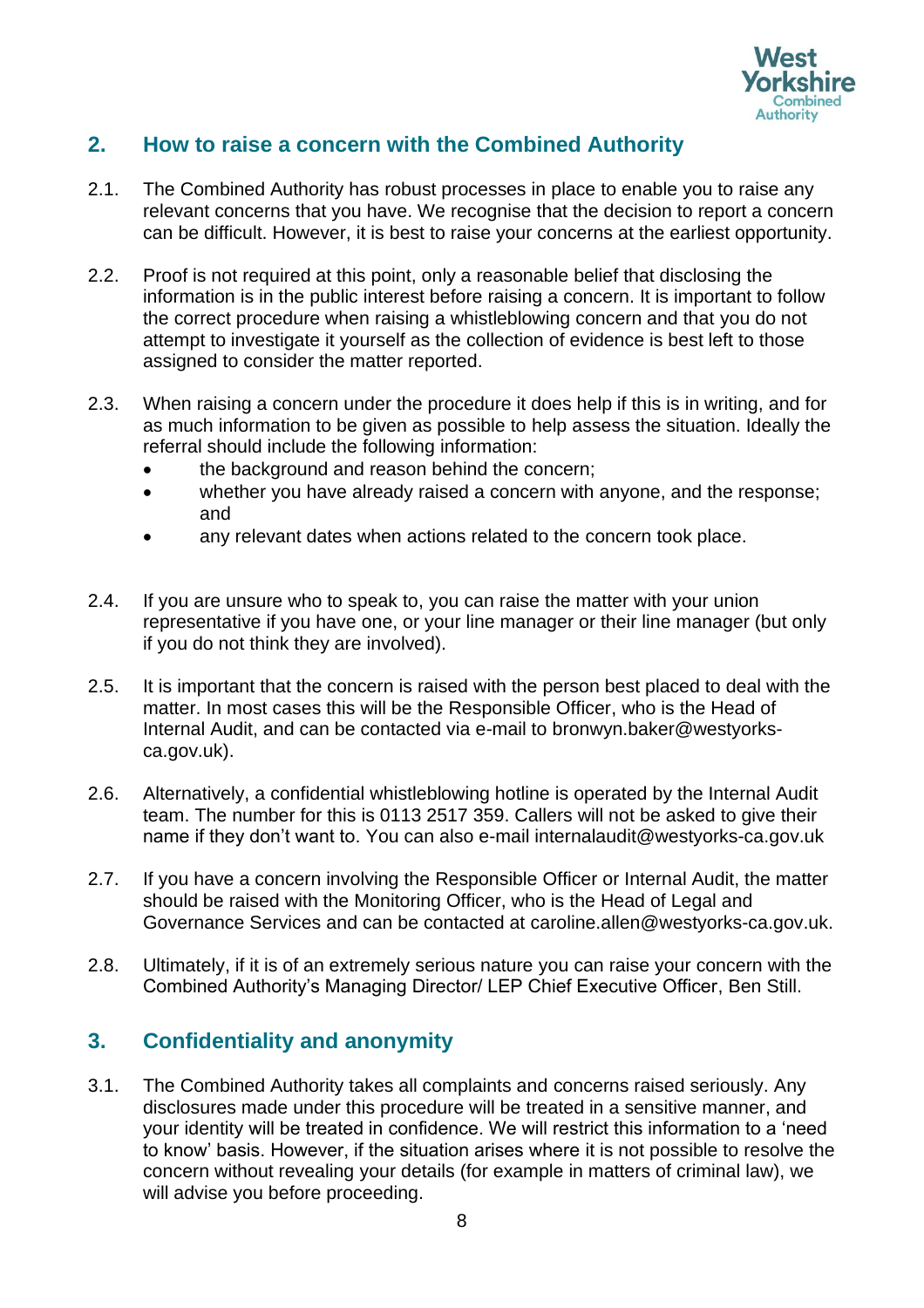## 2. How to raise a concern with the Combined Authority

2.1. The Combined Authority has robust processes in place to enable you to raise any relevant concerns that you have. We recognise that the decision to report a concern can be difficult. However, it is best to raise your concerns at the earliest opportunity.

2.2. Proof is not required at this point, only a reasonable belief that disclosing the information is in the public interest before raising a concern. It is important to follow the correct procedure when raising a whistleblowing concern and that you do not attempt to investigate it yourself as the collection of evidence is best left to those assigned to consider the matter reported.

2.3. When raising a concern under the procedure it does help if this is in writing, and for as much information to be given as possible to help assess the situation. Ideally the referral should include the following information:

- the background and reason behind the concern;
- whether you have already raised a concern with anyone, and the response; and
- any relevant dates when actions related to the concern took place.

2.4. If you are unsure who to speak to, you can raise the matter with your union representative if you have one, or your line manager or their line manager (but only if you do not think they are involved).

2.5. It is important that the concern is raised with the person best placed to deal with the matter. In most cases this will be the Responsible Officer, who is the Head of Internal Audit, and can be contacted via e-mail to bronwyn.baker@westyorks-ca.gov.uk).

2.6. Alternatively, a confidential whistleblowing hotline is operated by the Internal Audit team. The number for this is 0113 2517 359. Callers will not be asked to give their name if they don't want to. You can also e-mail internalaudit@westyorks-ca.gov.uk

2.7. If you have a concern involving the Responsible Officer or Internal Audit, the matter should be raised with the Monitoring Officer, who is the Head of Legal and Governance Services and can be contacted at caroline.allen@westyorks-ca.gov.uk.

2.8. Ultimately, if it is of an extremely serious nature you can raise your concern with the Combined Authority's Managing Director/ LEP Chief Executive Officer, Ben Still.

## 3. Confidentiality and anonymity

3.1. The Combined Authority takes all complaints and concerns raised seriously. Any disclosures made under this procedure will be treated in a sensitive manner, and your identity will be treated in confidence. We will restrict this information to a 'need to know' basis. However, if the situation arises where it is not possible to resolve the concern without revealing your details (for example in matters of criminal law), we will advise you before proceeding.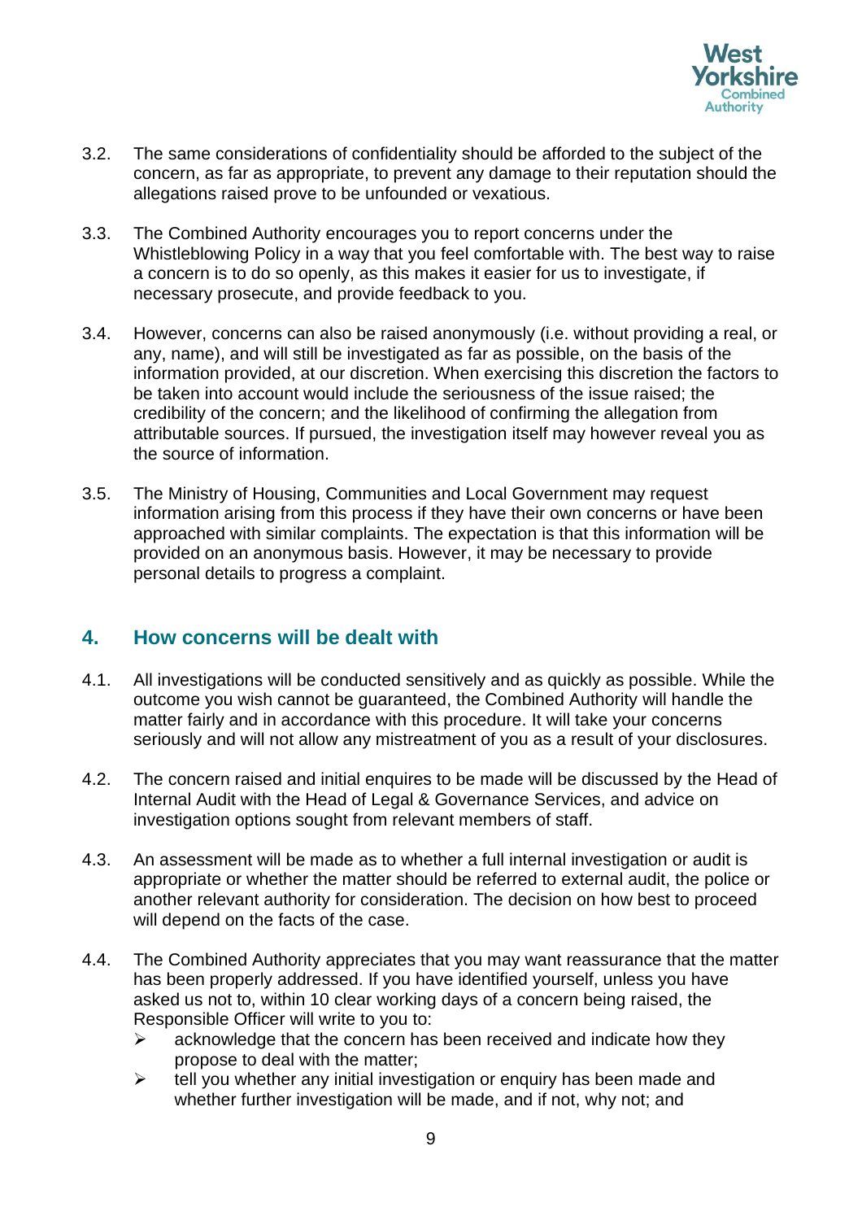3.2. The same considerations of confidentiality should be afforded to the subject of the concern, as far as appropriate, to prevent any damage to their reputation should the allegations raised prove to be unfounded or vexatious.

3.3. The Combined Authority encourages you to report concerns under the Whistleblowing Policy in a way that you feel comfortable with. The best way to raise a concern is to do so openly, as this makes it easier for us to investigate, if necessary prosecute, and provide feedback to you.

3.4. However, concerns can also be raised anonymously (i.e. without providing a real, or any, name), and will still be investigated as far as possible, on the basis of the information provided, at our discretion. When exercising this discretion the factors to be taken into account would include the seriousness of the issue raised; the credibility of the concern; and the likelihood of confirming the allegation from attributable sources. If pursued, the investigation itself may however reveal you as the source of information.

3.5. The Ministry of Housing, Communities and Local Government may request information arising from this process if they have their own concerns or have been approached with similar complaints. The expectation is that this information will be provided on an anonymous basis. However, it may be necessary to provide personal details to progress a complaint.

## 4. How concerns will be dealt with

4.1. All investigations will be conducted sensitively and as quickly as possible. While the outcome you wish cannot be guaranteed, the Combined Authority will handle the matter fairly and in accordance with this procedure. It will take your concerns seriously and will not allow any mistreatment of you as a result of your disclosures.

4.2. The concern raised and initial enquires to be made will be discussed by the Head of Internal Audit with the Head of Legal & Governance Services, and advice on investigation options sought from relevant members of staff.

4.3. An assessment will be made as to whether a full internal investigation or audit is appropriate or whether the matter should be referred to external audit, the police or another relevant authority for consideration. The decision on how best to proceed will depend on the facts of the case.

4.4. The Combined Authority appreciates that you may want reassurance that the matter has been properly addressed. If you have identified yourself, unless you have asked us not to, within 10 clear working days of a concern being raised, the Responsible Officer will write to you to:

- acknowledge that the concern has been received and indicate how they propose to deal with the matter;
- tell you whether any initial investigation or enquiry has been made and whether further investigation will be made, and if not, why not; and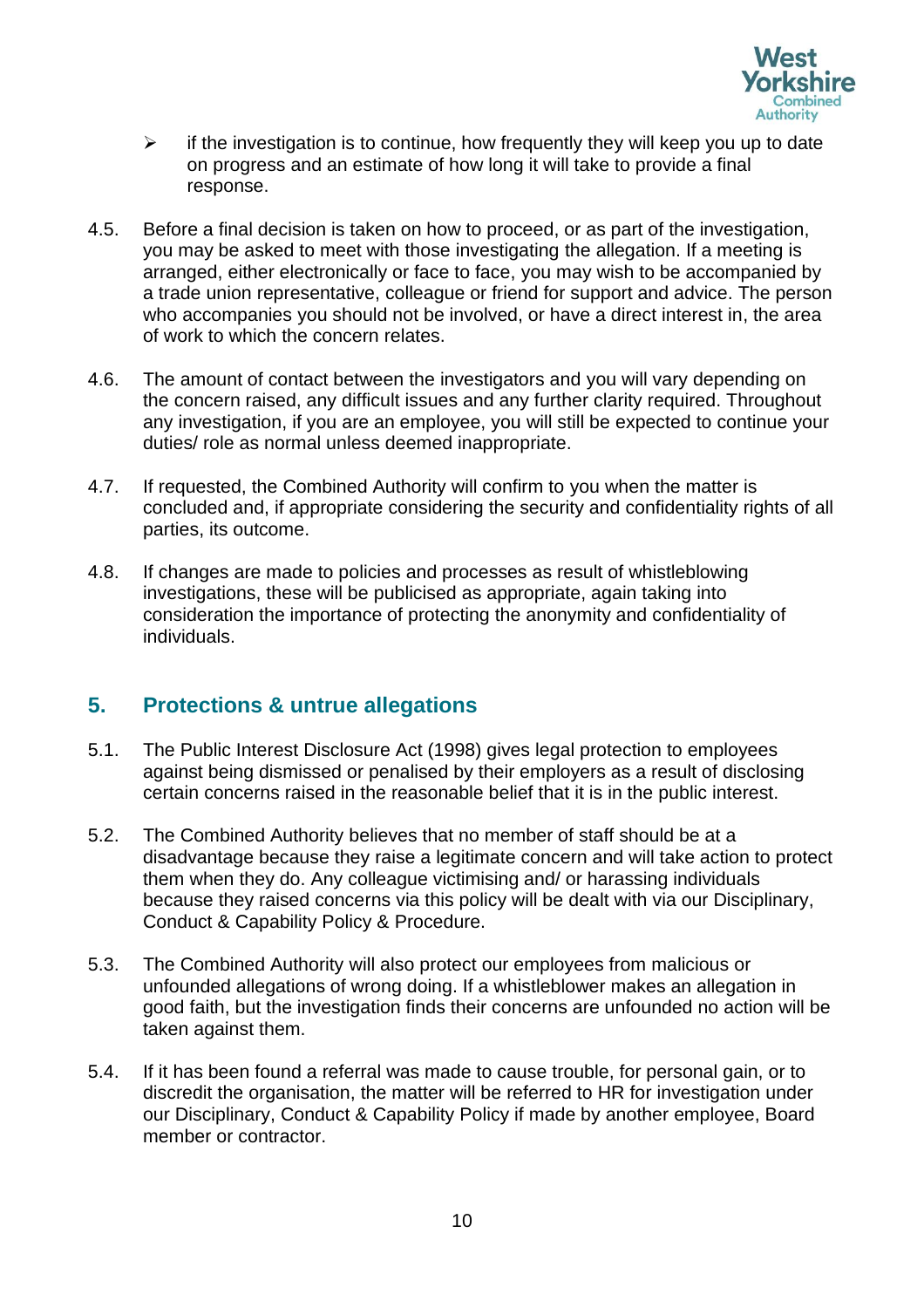- if the investigation is to continue, how frequently they will keep you up to date on progress and an estimate of how long it will take to provide a final response.

4.5. Before a final decision is taken on how to proceed, or as part of the investigation, you may be asked to meet with those investigating the allegation. If a meeting is arranged, either electronically or face to face, you may wish to be accompanied by a trade union representative, colleague or friend for support and advice. The person who accompanies you should not be involved, or have a direct interest in, the area of work to which the concern relates.

4.6. The amount of contact between the investigators and you will vary depending on the concern raised, any difficult issues and any further clarity required. Throughout any investigation, if you are an employee, you will still be expected to continue your duties/ role as normal unless deemed inappropriate.

4.7. If requested, the Combined Authority will confirm to you when the matter is concluded and, if appropriate considering the security and confidentiality rights of all parties, its outcome.

4.8. If changes are made to policies and processes as result of whistleblowing investigations, these will be publicised as appropriate, again taking into consideration the importance of protecting the anonymity and confidentiality of individuals.

## 5. Protections & untrue allegations

5.1. The Public Interest Disclosure Act (1998) gives legal protection to employees against being dismissed or penalised by their employers as a result of disclosing certain concerns raised in the reasonable belief that it is in the public interest.

5.2. The Combined Authority believes that no member of staff should be at a disadvantage because they raise a legitimate concern and will take action to protect them when they do. Any colleague victimising and/ or harassing individuals because they raised concerns via this policy will be dealt with via our Disciplinary, Conduct & Capability Policy & Procedure.

5.3. The Combined Authority will also protect our employees from malicious or unfounded allegations of wrong doing. If a whistleblower makes an allegation in good faith, but the investigation finds their concerns are unfounded no action will be taken against them.

5.4. If it has been found a referral was made to cause trouble, for personal gain, or to discredit the organisation, the matter will be referred to HR for investigation under our Disciplinary, Conduct & Capability Policy if made by another employee, Board member or contractor.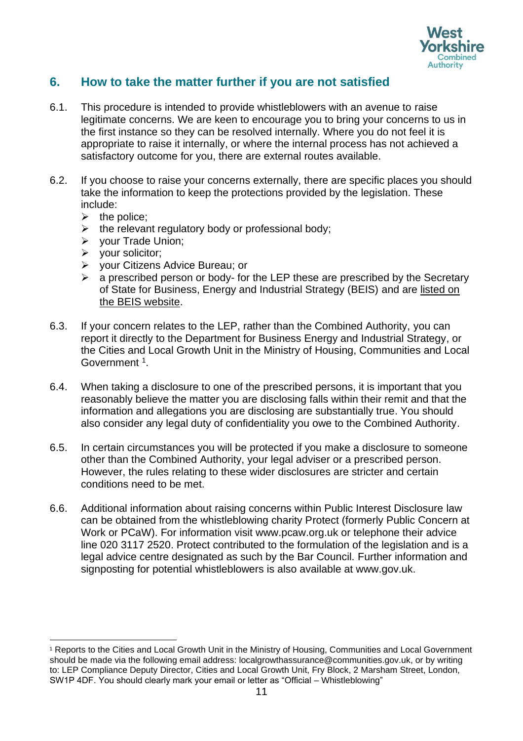## 6. How to take the matter further if you are not satisfied

6.1. This procedure is intended to provide whistleblowers with an avenue to raise legitimate concerns. We are keen to encourage you to bring your concerns to us in the first instance so they can be resolved internally. Where you do not feel it is appropriate to raise it internally, or where the internal process has not achieved a satisfactory outcome for you, there are external routes available.

6.2. If you choose to raise your concerns externally, there are specific places you should take the information to keep the protections provided by the legislation. These include:

- the police;
- the relevant regulatory body or professional body;
- your Trade Union;
- your solicitor;
- your Citizens Advice Bureau; or
- a prescribed person or body- for the LEP these are prescribed by the Secretary of State for Business, Energy and Industrial Strategy (BEIS) and are listed on the BEIS website.

6.3. If your concern relates to the LEP, rather than the Combined Authority, you can report it directly to the Department for Business Energy and Industrial Strategy, or the Cities and Local Growth Unit in the Ministry of Housing, Communities and Local Government [1].

6.4. When taking a disclosure to one of the prescribed persons, it is important that you reasonably believe the matter you are disclosing falls within their remit and that the information and allegations you are disclosing are substantially true. You should also consider any legal duty of confidentiality you owe to the Combined Authority.

6.5. In certain circumstances you will be protected if you make a disclosure to someone other than the Combined Authority, your legal adviser or a prescribed person. However, the rules relating to these wider disclosures are stricter and certain conditions need to be met.

6.6. Additional information about raising concerns within Public Interest Disclosure law can be obtained from the whistleblowing charity Protect (formerly Public Concern at Work or PCaW). For information visit www.pcaw.org.uk or telephone their advice line 020 3117 2520. Protect contributed to the formulation of the legislation and is a legal advice centre designated as such by the Bar Council. Further information and signposting for potential whistleblowers is also available at www.gov.uk.

---

[1] Reports to the Cities and Local Growth Unit in the Ministry of Housing, Communities and Local Government should be made via the following email address: localgrowthassurance@communities.gov.uk, or by writing to: LEP Compliance Deputy Director, Cities and Local Growth Unit, Fry Block, 2 Marsham Street, London, SW1P 4DF. You should clearly mark your email or letter as "Official – Whistleblowing"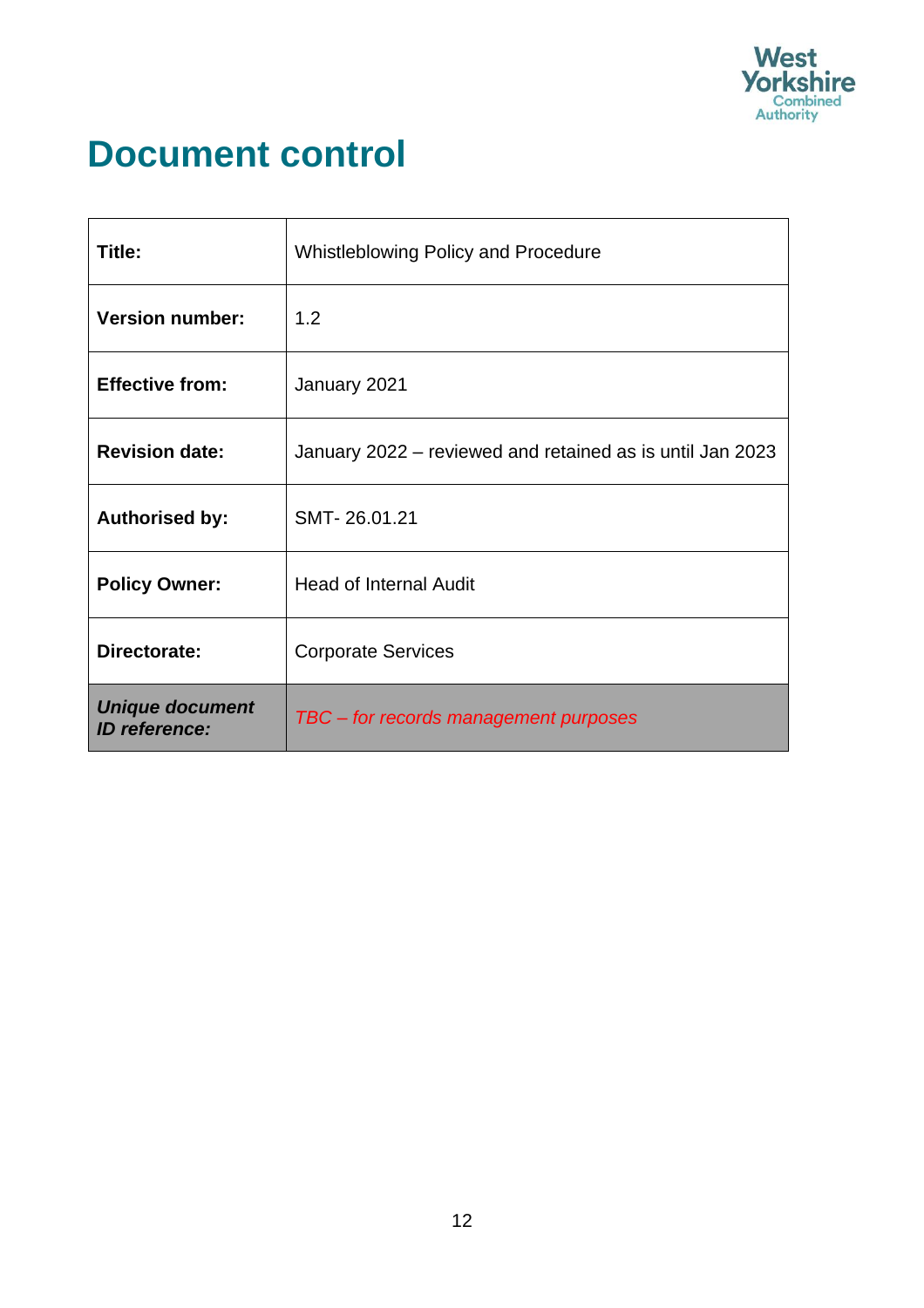# Document control

| | |
|---|---|
| **Title:** | Whistleblowing Policy and Procedure |
| **Version number:** | 1.2 |
| **Effective from:** | January 2021 |
| **Revision date:** | January 2022 – reviewed and retained as is until Jan 2023 |
| **Authorised by:** | SMT- 26.01.21 |
| **Policy Owner:** | Head of Internal Audit |
| **Directorate:** | Corporate Services |
| ***Unique document ID reference:*** | *TBC – for records management purposes* |